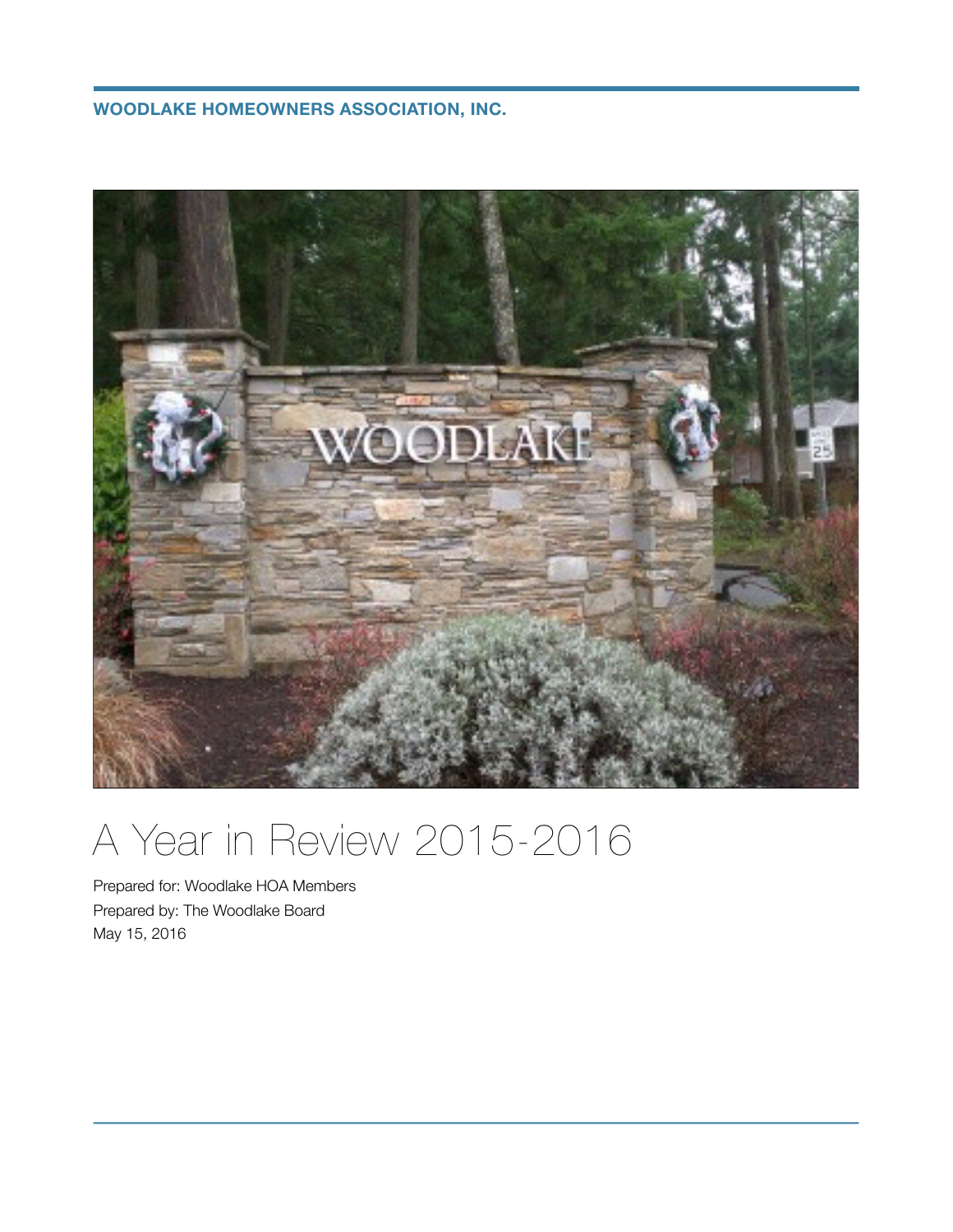**WOODLAKE HOMEOWNERS ASSOCIATION, INC.**

# A Year in Review 2015-2016

Prepared for: Woodlake HOA Members

Prepared by: The Woodlake Board

May 15, 2016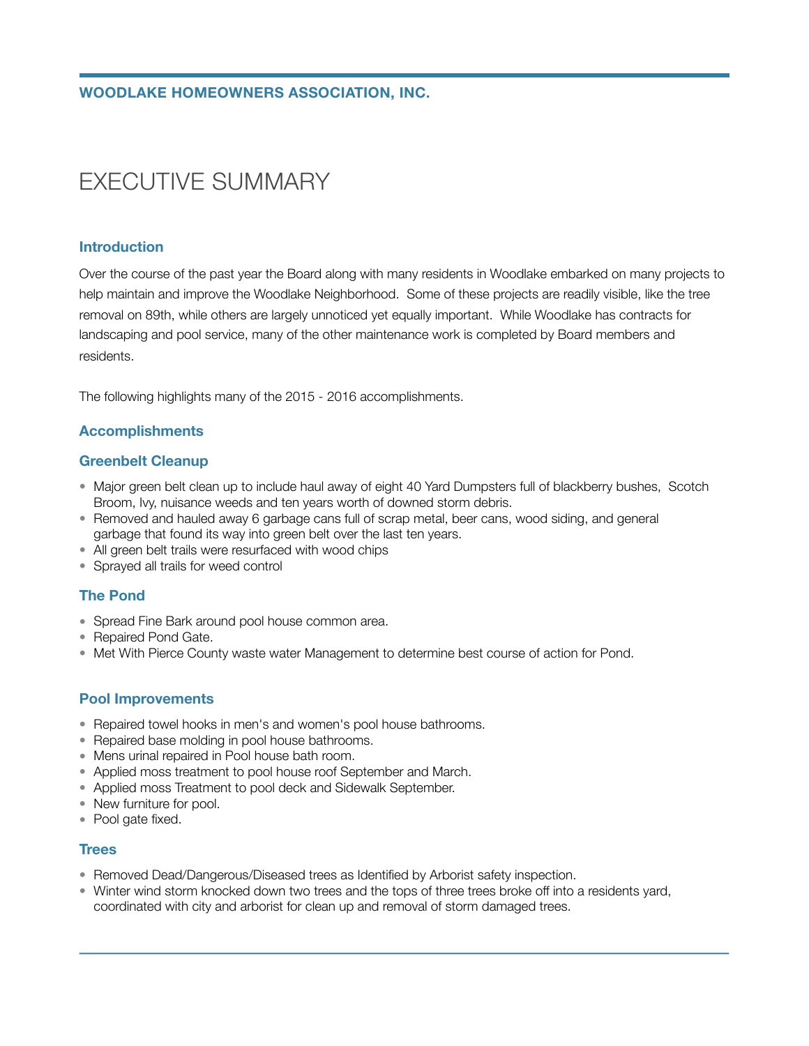**WOODLAKE HOMEOWNERS ASSOCIATION, INC.**

# EXECUTIVE SUMMARY

## Introduction

Over the course of the past year the Board along with many residents in Woodlake embarked on many projects to help maintain and improve the Woodlake Neighborhood. Some of these projects are readily visible, like the tree removal on 89th, while others are largely unnoticed yet equally important. While Woodlake has contracts for landscaping and pool service, many of the other maintenance work is completed by Board members and residents.

The following highlights many of the 2015 - 2016 accomplishments.

## Accomplishments

### Greenbelt Cleanup

- Major green belt clean up to include haul away of eight 40 Yard Dumpsters full of blackberry bushes, Scotch Broom, Ivy, nuisance weeds and ten years worth of downed storm debris.
- Removed and hauled away 6 garbage cans full of scrap metal, beer cans, wood siding, and general garbage that found its way into green belt over the last ten years.
- All green belt trails were resurfaced with wood chips
- Sprayed all trails for weed control

### The Pond

- Spread Fine Bark around pool house common area.
- Repaired Pond Gate.
- Met With Pierce County waste water Management to determine best course of action for Pond.

### Pool Improvements

- Repaired towel hooks in men's and women's pool house bathrooms.
- Repaired base molding in pool house bathrooms.
- Mens urinal repaired in Pool house bath room.
- Applied moss treatment to pool house roof September and March.
- Applied moss Treatment to pool deck and Sidewalk September.
- New furniture for pool.
- Pool gate fixed.

### Trees

- Removed Dead/Dangerous/Diseased trees as Identified by Arborist safety inspection.
- Winter wind storm knocked down two trees and the tops of three trees broke off into a residents yard, coordinated with city and arborist for clean up and removal of storm damaged trees.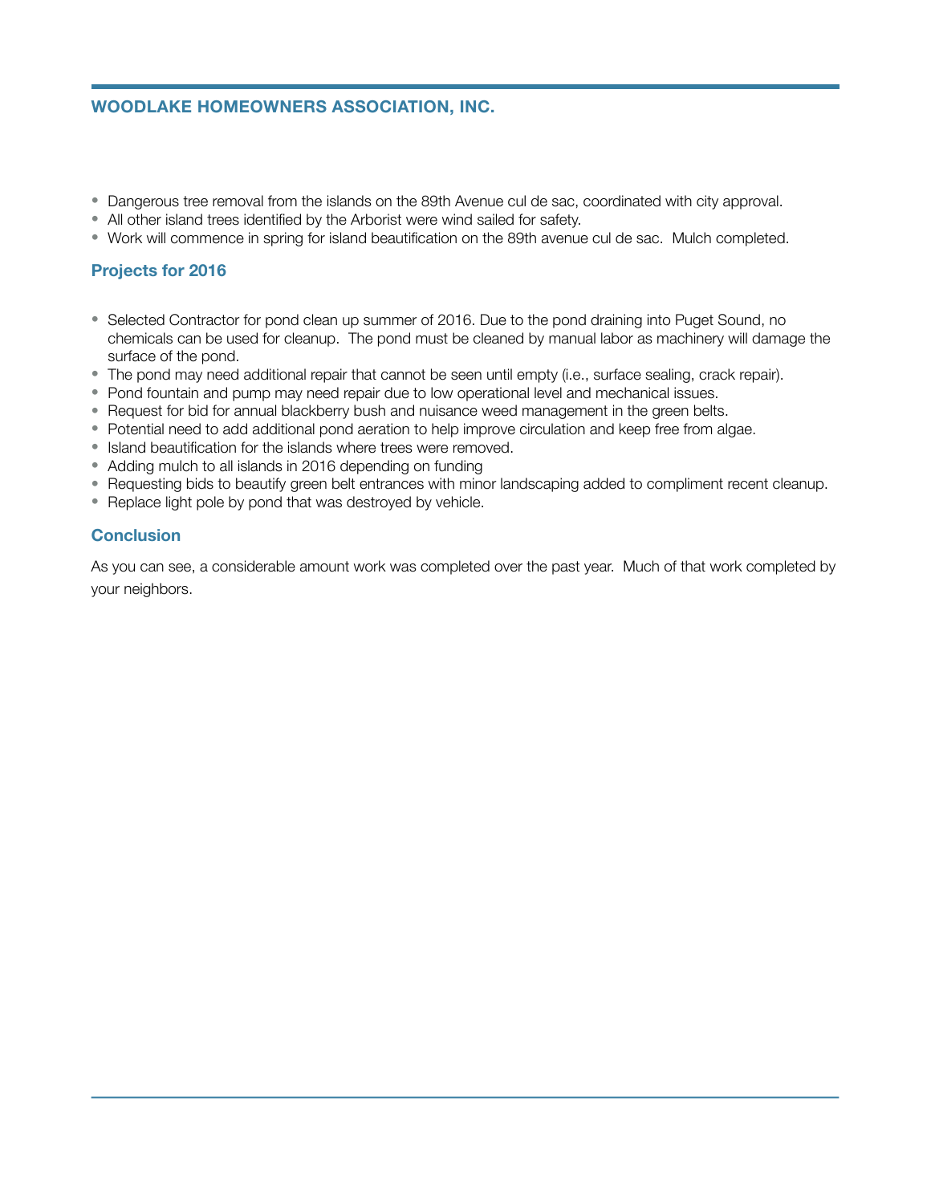- Dangerous tree removal from the islands on the 89th Avenue cul de sac, coordinated with city approval.
- All other island trees identified by the Arborist were wind sailed for safety.
- Work will commence in spring for island beautification on the 89th avenue cul de sac. Mulch completed.

## Projects for 2016

- Selected Contractor for pond clean up summer of 2016. Due to the pond draining into Puget Sound, no chemicals can be used for cleanup. The pond must be cleaned by manual labor as machinery will damage the surface of the pond.
- The pond may need additional repair that cannot be seen until empty (i.e., surface sealing, crack repair).
- Pond fountain and pump may need repair due to low operational level and mechanical issues.
- Request for bid for annual blackberry bush and nuisance weed management in the green belts.
- Potential need to add additional pond aeration to help improve circulation and keep free from algae.
- Island beautification for the islands where trees were removed.
- Adding mulch to all islands in 2016 depending on funding
- Requesting bids to beautify green belt entrances with minor landscaping added to compliment recent cleanup.
- Replace light pole by pond that was destroyed by vehicle.

## Conclusion

As you can see, a considerable amount work was completed over the past year. Much of that work completed by your neighbors.